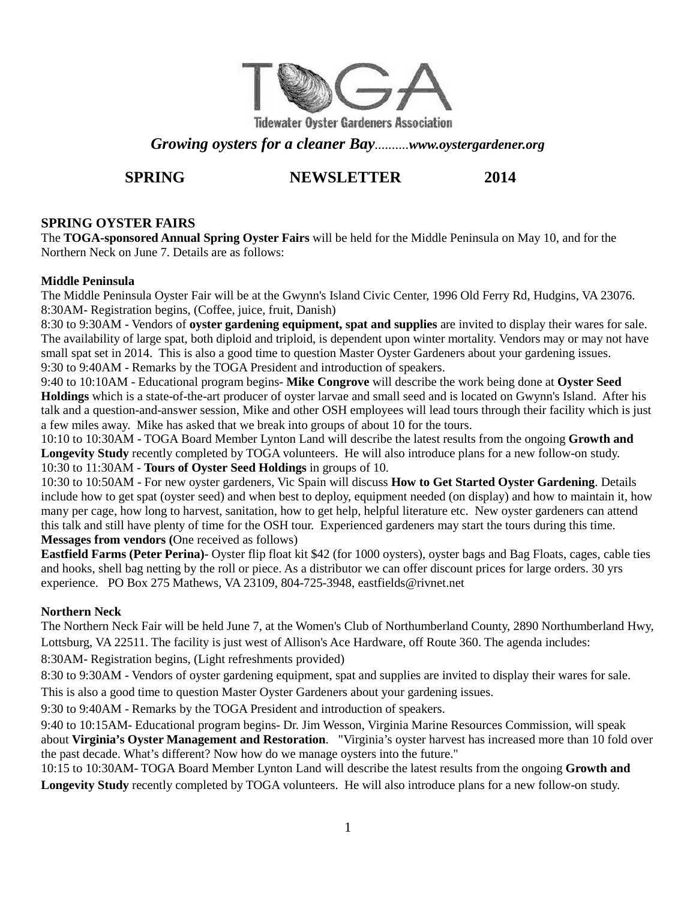# TOGA

Tidewater Oyster Gardeners Association

*Growing oysters for a cleaner Bay..........www.oystergardener.org*

**SPRING NEWSLETTER 2014**

## SPRING OYSTER FAIRS

The **TOGA-sponsored Annual Spring Oyster Fairs** will be held for the Middle Peninsula on May 10, and for the Northern Neck on June 7. Details are as follows:

### Middle Peninsula

The Middle Peninsula Oyster Fair will be at the Gwynn's Island Civic Center, 1996 Old Ferry Rd, Hudgins, VA 23076.

8:30AM- Registration begins, (Coffee, juice, fruit, Danish)

8:30 to 9:30AM - Vendors of **oyster gardening equipment, spat and supplies** are invited to display their wares for sale. The availability of large spat, both diploid and triploid, is dependent upon winter mortality. Vendors may or may not have small spat set in 2014. This is also a good time to question Master Oyster Gardeners about your gardening issues.

9:30 to 9:40AM - Remarks by the TOGA President and introduction of speakers.

9:40 to 10:10AM - Educational program begins- **Mike Congrove** will describe the work being done at **Oyster Seed Holdings** which is a state-of-the-art producer of oyster larvae and small seed and is located on Gwynn's Island. After his talk and a question-and-answer session, Mike and other OSH employees will lead tours through their facility which is just a few miles away. Mike has asked that we break into groups of about 10 for the tours.

10:10 to 10:30AM - TOGA Board Member Lynton Land will describe the latest results from the ongoing **Growth and Longevity Study** recently completed by TOGA volunteers. He will also introduce plans for a new follow-on study.

10:30 to 11:30AM - **Tours of Oyster Seed Holdings** in groups of 10.

10:30 to 10:50AM - For new oyster gardeners, Vic Spain will discuss **How to Get Started Oyster Gardening**. Details include how to get spat (oyster seed) and when best to deploy, equipment needed (on display) and how to maintain it, how many per cage, how long to harvest, sanitation, how to get help, helpful literature etc. New oyster gardeners can attend this talk and still have plenty of time for the OSH tour. Experienced gardeners may start the tours during this time.

**Messages from vendors (**One received as follows)

**Eastfield Farms (Peter Perina)**- Oyster flip float kit $42 (for 1000 oysters), oyster bags and Bag Floats, cages, cable ties and hooks, shell bag netting by the roll or piece. As a distributor we can offer discount prices for large orders. 30 yrs experience. PO Box 275 Mathews, VA 23109, 804-725-3948, eastfields@rivnet.net

### Northern Neck

The Northern Neck Fair will be held June 7, at the Women's Club of Northumberland County, 2890 Northumberland Hwy, Lottsburg, VA 22511. The facility is just west of Allison's Ace Hardware, off Route 360. The agenda includes:

8:30AM- Registration begins, (Light refreshments provided)

8:30 to 9:30AM - Vendors of oyster gardening equipment, spat and supplies are invited to display their wares for sale. This is also a good time to question Master Oyster Gardeners about your gardening issues.

9:30 to 9:40AM - Remarks by the TOGA President and introduction of speakers.

9:40 to 10:15AM- Educational program begins- Dr. Jim Wesson, Virginia Marine Resources Commission, will speak about **Virginia's Oyster Management and Restoration**. "Virginia's oyster harvest has increased more than 10 fold over the past decade. What's different? Now how do we manage oysters into the future."

10:15 to 10:30AM- TOGA Board Member Lynton Land will describe the latest results from the ongoing **Growth and Longevity Study** recently completed by TOGA volunteers. He will also introduce plans for a new follow-on study.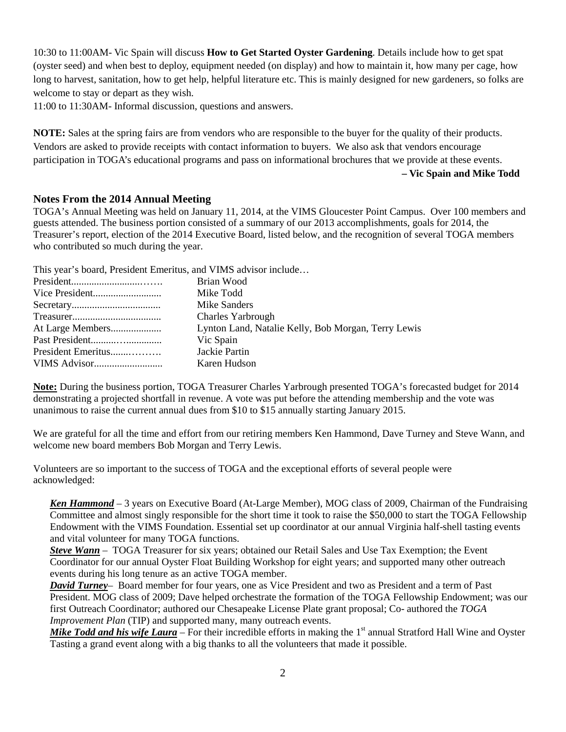10:30 to 11:00AM- Vic Spain will discuss **How to Get Started Oyster Gardening**. Details include how to get spat (oyster seed) and when best to deploy, equipment needed (on display) and how to maintain it, how many per cage, how long to harvest, sanitation, how to get help, helpful literature etc. This is mainly designed for new gardeners, so folks are welcome to stay or depart as they wish.

11:00 to 11:30AM- Informal discussion, questions and answers.

**NOTE:** Sales at the spring fairs are from vendors who are responsible to the buyer for the quality of their products. Vendors are asked to provide receipts with contact information to buyers. We also ask that vendors encourage participation in TOGA's educational programs and pass on informational brochures that we provide at these events.

**– Vic Spain and Mike Todd**

## Notes From the 2014 Annual Meeting

TOGA's Annual Meeting was held on January 11, 2014, at the VIMS Gloucester Point Campus. Over 100 members and guests attended. The business portion consisted of a summary of our 2013 accomplishments, goals for 2014, the Treasurer's report, election of the 2014 Executive Board, listed below, and the recognition of several TOGA members who contributed so much during the year.

This year's board, President Emeritus, and VIMS advisor include…

| | |
|---|---|
| President…………………… | Brian Wood |
| Vice President………………… | Mike Todd |
| Secretary………………………… | Mike Sanders |
| Treasurer………………………… | Charles Yarbrough |
| At Large Members…………… | Lynton Land, Natalie Kelly, Bob Morgan, Terry Lewis |
| Past President………………… | Vic Spain |
| President Emeritus…………… | Jackie Partin |
| VIMS Advisor………………… | Karen Hudson |

**Note:** During the business portion, TOGA Treasurer Charles Yarbrough presented TOGA's forecasted budget for 2014 demonstrating a projected shortfall in revenue. A vote was put before the attending membership and the vote was unanimous to raise the current annual dues from $10 to $15 annually starting January 2015.

We are grateful for all the time and effort from our retiring members Ken Hammond, Dave Turney and Steve Wann, and welcome new board members Bob Morgan and Terry Lewis.

Volunteers are so important to the success of TOGA and the exceptional efforts of several people were acknowledged:

***Ken Hammond*** – 3 years on Executive Board (At-Large Member), MOG class of 2009, Chairman of the Fundraising Committee and almost singly responsible for the short time it took to raise the $50,000 to start the TOGA Fellowship Endowment with the VIMS Foundation. Essential set up coordinator at our annual Virginia half-shell tasting events and vital volunteer for many TOGA functions.

***Steve Wann*** – TOGA Treasurer for six years; obtained our Retail Sales and Use Tax Exemption; the Event Coordinator for our annual Oyster Float Building Workshop for eight years; and supported many other outreach events during his long tenure as an active TOGA member.

***David Turney*** – Board member for four years, one as Vice President and two as President and a term of Past President. MOG class of 2009; Dave helped orchestrate the formation of the TOGA Fellowship Endowment; was our first Outreach Coordinator; authored our Chesapeake License Plate grant proposal; Co- authored the *TOGA Improvement Plan* (TIP) and supported many, many outreach events.

***Mike Todd and his wife Laura*** – For their incredible efforts in making the 1st annual Stratford Hall Wine and Oyster Tasting a grand event along with a big thanks to all the volunteers that made it possible.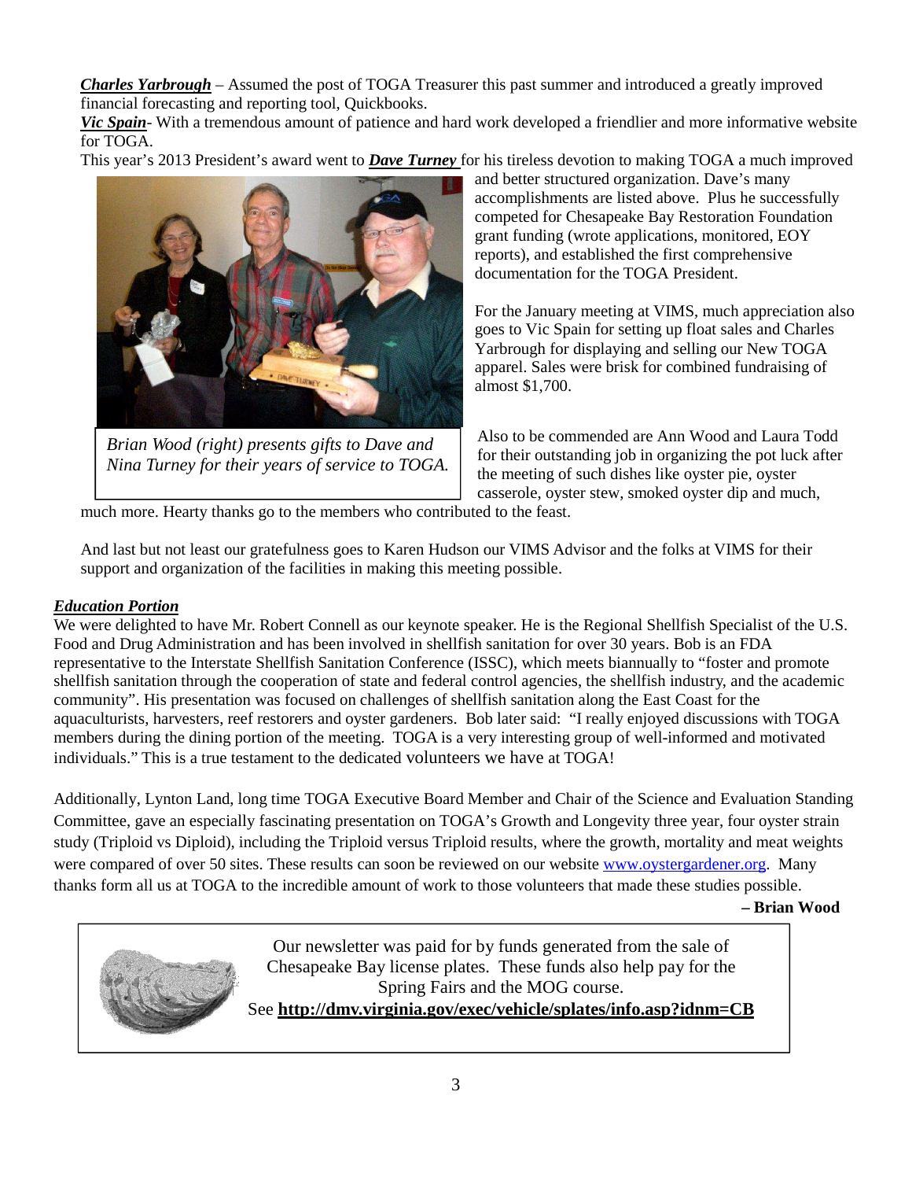***Charles Yarbrough*** – Assumed the post of TOGA Treasurer this past summer and introduced a greatly improved financial forecasting and reporting tool, Quickbooks.

***Vic Spain***- With a tremendous amount of patience and hard work developed a friendlier and more informative website for TOGA.

This year's 2013 President's award went to ***Dave Turney*** for his tireless devotion to making TOGA a much improved and better structured organization. Dave's many accomplishments are listed above. Plus he successfully competed for Chesapeake Bay Restoration Foundation grant funding (wrote applications, monitored, EOY reports), and established the first comprehensive documentation for the TOGA President.

*Brian Wood (right) presents gifts to Dave and Nina Turney for their years of service to TOGA.*

For the January meeting at VIMS, much appreciation also goes to Vic Spain for setting up float sales and Charles Yarbrough for displaying and selling our New TOGA apparel. Sales were brisk for combined fundraising of almost $1,700.

Also to be commended are Ann Wood and Laura Todd for their outstanding job in organizing the pot luck after the meeting of such dishes like oyster pie, oyster casserole, oyster stew, smoked oyster dip and much, much more. Hearty thanks go to the members who contributed to the feast.

And last but not least our gratefulness goes to Karen Hudson our VIMS Advisor and the folks at VIMS for their support and organization of the facilities in making this meeting possible.

***Education Portion***

We were delighted to have Mr. Robert Connell as our keynote speaker. He is the Regional Shellfish Specialist of the U.S. Food and Drug Administration and has been involved in shellfish sanitation for over 30 years. Bob is an FDA representative to the Interstate Shellfish Sanitation Conference (ISSC), which meets biannually to "foster and promote shellfish sanitation through the cooperation of state and federal control agencies, the shellfish industry, and the academic community". His presentation was focused on challenges of shellfish sanitation along the East Coast for the aquaculturists, harvesters, reef restorers and oyster gardeners. Bob later said: "I really enjoyed discussions with TOGA members during the dining portion of the meeting. TOGA is a very interesting group of well-informed and motivated individuals." This is a true testament to the dedicated volunteers we have at TOGA!

Additionally, Lynton Land, long time TOGA Executive Board Member and Chair of the Science and Evaluation Standing Committee, gave an especially fascinating presentation on TOGA's Growth and Longevity three year, four oyster strain study (Triploid vs Diploid), including the Triploid versus Triploid results, where the growth, mortality and meat weights were compared of over 50 sites. These results can soon be reviewed on our website www.oystergardener.org. Many thanks form all us at TOGA to the incredible amount of work to those volunteers that made these studies possible.

**– Brian Wood**

Our newsletter was paid for by funds generated from the sale of Chesapeake Bay license plates. These funds also help pay for the Spring Fairs and the MOG course.
See **http://dmv.virginia.gov/exec/vehicle/splates/info.asp?idnm=CB**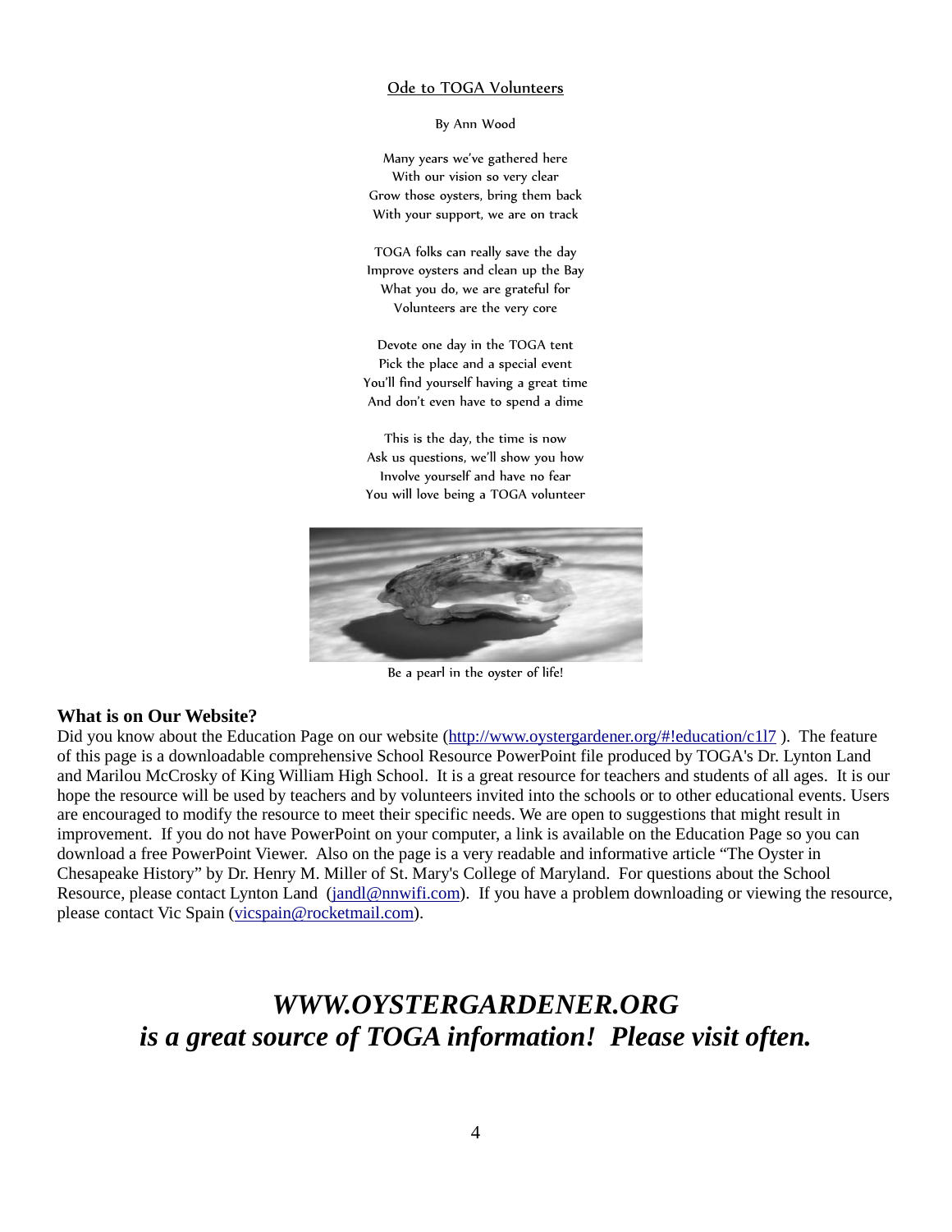## Ode to TOGA Volunteers

By Ann Wood

Many years we've gathered here
With our vision so very clear
Grow those oysters, bring them back
With your support, we are on track

TOGA folks can really save the day
Improve oysters and clean up the Bay
What you do, we are grateful for
Volunteers are the very core

Devote one day in the TOGA tent
Pick the place and a special event
You'll find yourself having a great time
And don't even have to spend a dime

This is the day, the time is now
Ask us questions, we'll show you how
Involve yourself and have no fear
You will love being a TOGA volunteer

Be a pearl in the oyster of life!

### What is on Our Website?

Did you know about the Education Page on our website (http://www.oystergardener.org/#!education/c1l7 ). The feature of this page is a downloadable comprehensive School Resource PowerPoint file produced by TOGA's Dr. Lynton Land and Marilou McCrosky of King William High School. It is a great resource for teachers and students of all ages. It is our hope the resource will be used by teachers and by volunteers invited into the schools or to other educational events. Users are encouraged to modify the resource to meet their specific needs. We are open to suggestions that might result in improvement. If you do not have PowerPoint on your computer, a link is available on the Education Page so you can download a free PowerPoint Viewer. Also on the page is a very readable and informative article "The Oyster in Chesapeake History" by Dr. Henry M. Miller of St. Mary's College of Maryland. For questions about the School Resource, please contact Lynton Land (jandl@nnwifi.com). If you have a problem downloading or viewing the resource, please contact Vic Spain (vicspain@rocketmail.com).

***WWW.OYSTERGARDENER.ORG***
***is a great source of TOGA information! Please visit often.***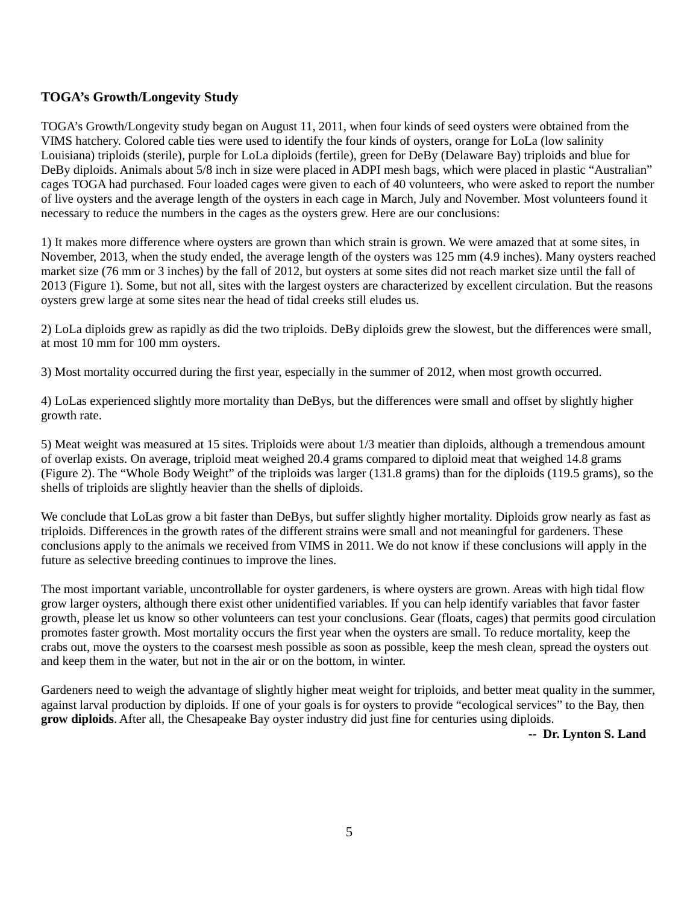## TOGA's Growth/Longevity Study

TOGA's Growth/Longevity study began on August 11, 2011, when four kinds of seed oysters were obtained from the VIMS hatchery. Colored cable ties were used to identify the four kinds of oysters, orange for LoLa (low salinity Louisiana) triploids (sterile), purple for LoLa diploids (fertile), green for DeBy (Delaware Bay) triploids and blue for DeBy diploids. Animals about 5/8 inch in size were placed in ADPI mesh bags, which were placed in plastic "Australian" cages TOGA had purchased. Four loaded cages were given to each of 40 volunteers, who were asked to report the number of live oysters and the average length of the oysters in each cage in March, July and November. Most volunteers found it necessary to reduce the numbers in the cages as the oysters grew. Here are our conclusions:

1) It makes more difference where oysters are grown than which strain is grown. We were amazed that at some sites, in November, 2013, when the study ended, the average length of the oysters was 125 mm (4.9 inches). Many oysters reached market size (76 mm or 3 inches) by the fall of 2012, but oysters at some sites did not reach market size until the fall of 2013 (Figure 1). Some, but not all, sites with the largest oysters are characterized by excellent circulation. But the reasons oysters grew large at some sites near the head of tidal creeks still eludes us.

2) LoLa diploids grew as rapidly as did the two triploids. DeBy diploids grew the slowest, but the differences were small, at most 10 mm for 100 mm oysters.

3) Most mortality occurred during the first year, especially in the summer of 2012, when most growth occurred.

4) LoLas experienced slightly more mortality than DeBys, but the differences were small and offset by slightly higher growth rate.

5) Meat weight was measured at 15 sites. Triploids were about 1/3 meatier than diploids, although a tremendous amount of overlap exists. On average, triploid meat weighed 20.4 grams compared to diploid meat that weighed 14.8 grams (Figure 2). The "Whole Body Weight" of the triploids was larger (131.8 grams) than for the diploids (119.5 grams), so the shells of triploids are slightly heavier than the shells of diploids.

We conclude that LoLas grow a bit faster than DeBys, but suffer slightly higher mortality. Diploids grow nearly as fast as triploids. Differences in the growth rates of the different strains were small and not meaningful for gardeners. These conclusions apply to the animals we received from VIMS in 2011. We do not know if these conclusions will apply in the future as selective breeding continues to improve the lines.

The most important variable, uncontrollable for oyster gardeners, is where oysters are grown. Areas with high tidal flow grow larger oysters, although there exist other unidentified variables. If you can help identify variables that favor faster growth, please let us know so other volunteers can test your conclusions. Gear (floats, cages) that permits good circulation promotes faster growth. Most mortality occurs the first year when the oysters are small. To reduce mortality, keep the crabs out, move the oysters to the coarsest mesh possible as soon as possible, keep the mesh clean, spread the oysters out and keep them in the water, but not in the air or on the bottom, in winter.

Gardeners need to weigh the advantage of slightly higher meat weight for triploids, and better meat quality in the summer, against larval production by diploids. If one of your goals is for oysters to provide "ecological services" to the Bay, then **grow diploids**. After all, the Chesapeake Bay oyster industry did just fine for centuries using diploids.

**-- Dr. Lynton S. Land**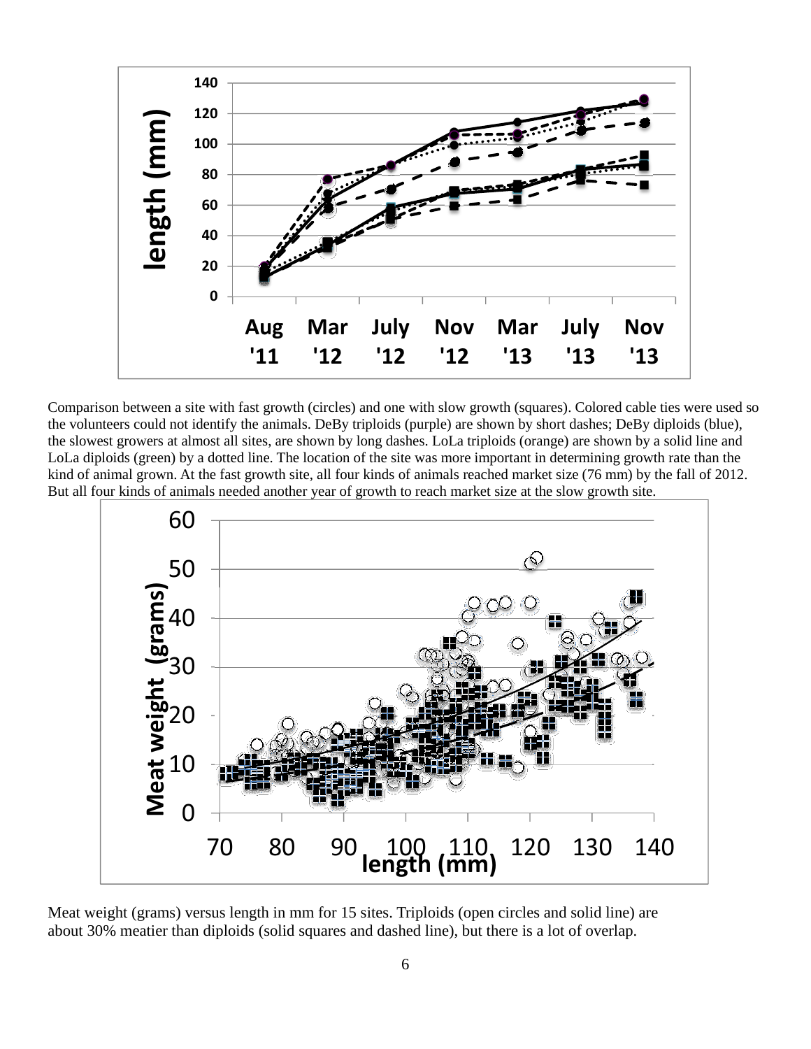Comparison between a site with fast growth (circles) and one with slow growth (squares). Colored cable ties were used so the volunteers could not identify the animals. DeBy triploids (purple) are shown by short dashes; DeBy diploids (blue), the slowest growers at almost all sites, are shown by long dashes. LoLa triploids (orange) are shown by a solid line and LoLa diploids (green) by a dotted line. The location of the site was more important in determining growth rate than the kind of animal grown. At the fast growth site, all four kinds of animals reached market size (76 mm) by the fall of 2012. But all four kinds of animals needed another year of growth to reach market size at the slow growth site.

Meat weight (grams) versus length in mm for 15 sites. Triploids (open circles and solid line) are about 30% meatier than diploids (solid squares and dashed line), but there is a lot of overlap.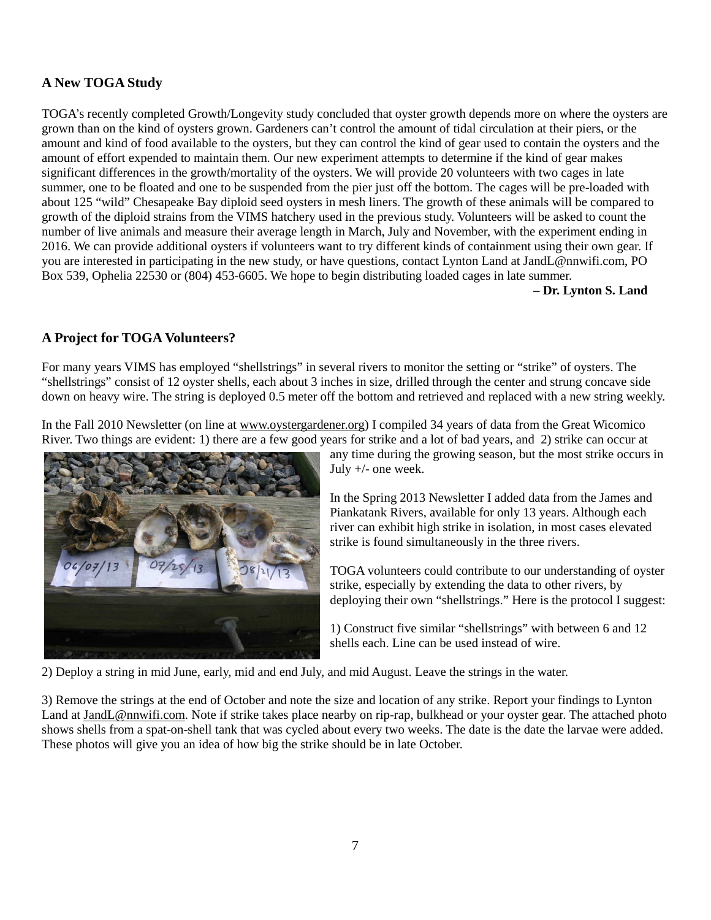## A New TOGA Study

TOGA's recently completed Growth/Longevity study concluded that oyster growth depends more on where the oysters are grown than on the kind of oysters grown. Gardeners can't control the amount of tidal circulation at their piers, or the amount and kind of food available to the oysters, but they can control the kind of gear used to contain the oysters and the amount of effort expended to maintain them. Our new experiment attempts to determine if the kind of gear makes significant differences in the growth/mortality of the oysters. We will provide 20 volunteers with two cages in late summer, one to be floated and one to be suspended from the pier just off the bottom. The cages will be pre-loaded with about 125 "wild" Chesapeake Bay diploid seed oysters in mesh liners. The growth of these animals will be compared to growth of the diploid strains from the VIMS hatchery used in the previous study. Volunteers will be asked to count the number of live animals and measure their average length in March, July and November, with the experiment ending in 2016. We can provide additional oysters if volunteers want to try different kinds of containment using their own gear. If you are interested in participating in the new study, or have questions, contact Lynton Land at JandL@nnwifi.com, PO Box 539, Ophelia 22530 or (804) 453-6605. We hope to begin distributing loaded cages in late summer.

**– Dr. Lynton S. Land**

## A Project for TOGA Volunteers?

For many years VIMS has employed "shellstrings" in several rivers to monitor the setting or "strike" of oysters. The "shellstrings" consist of 12 oyster shells, each about 3 inches in size, drilled through the center and strung concave side down on heavy wire. The string is deployed 0.5 meter off the bottom and retrieved and replaced with a new string weekly.

In the Fall 2010 Newsletter (on line at www.oystergardener.org) I compiled 34 years of data from the Great Wicomico River. Two things are evident: 1) there are a few good years for strike and a lot of bad years, and 2) strike can occur at any time during the growing season, but the most strike occurs in July +/- one week.

In the Spring 2013 Newsletter I added data from the James and Piankatank Rivers, available for only 13 years. Although each river can exhibit high strike in isolation, in most cases elevated strike is found simultaneously in the three rivers.

TOGA volunteers could contribute to our understanding of oyster strike, especially by extending the data to other rivers, by deploying their own "shellstrings." Here is the protocol I suggest:

1) Construct five similar "shellstrings" with between 6 and 12 shells each. Line can be used instead of wire.

2) Deploy a string in mid June, early, mid and end July, and mid August. Leave the strings in the water.

3) Remove the strings at the end of October and note the size and location of any strike. Report your findings to Lynton Land at JandL@nnwifi.com. Note if strike takes place nearby on rip-rap, bulkhead or your oyster gear. The attached photo shows shells from a spat-on-shell tank that was cycled about every two weeks. The date is the date the larvae were added. These photos will give you an idea of how big the strike should be in late October.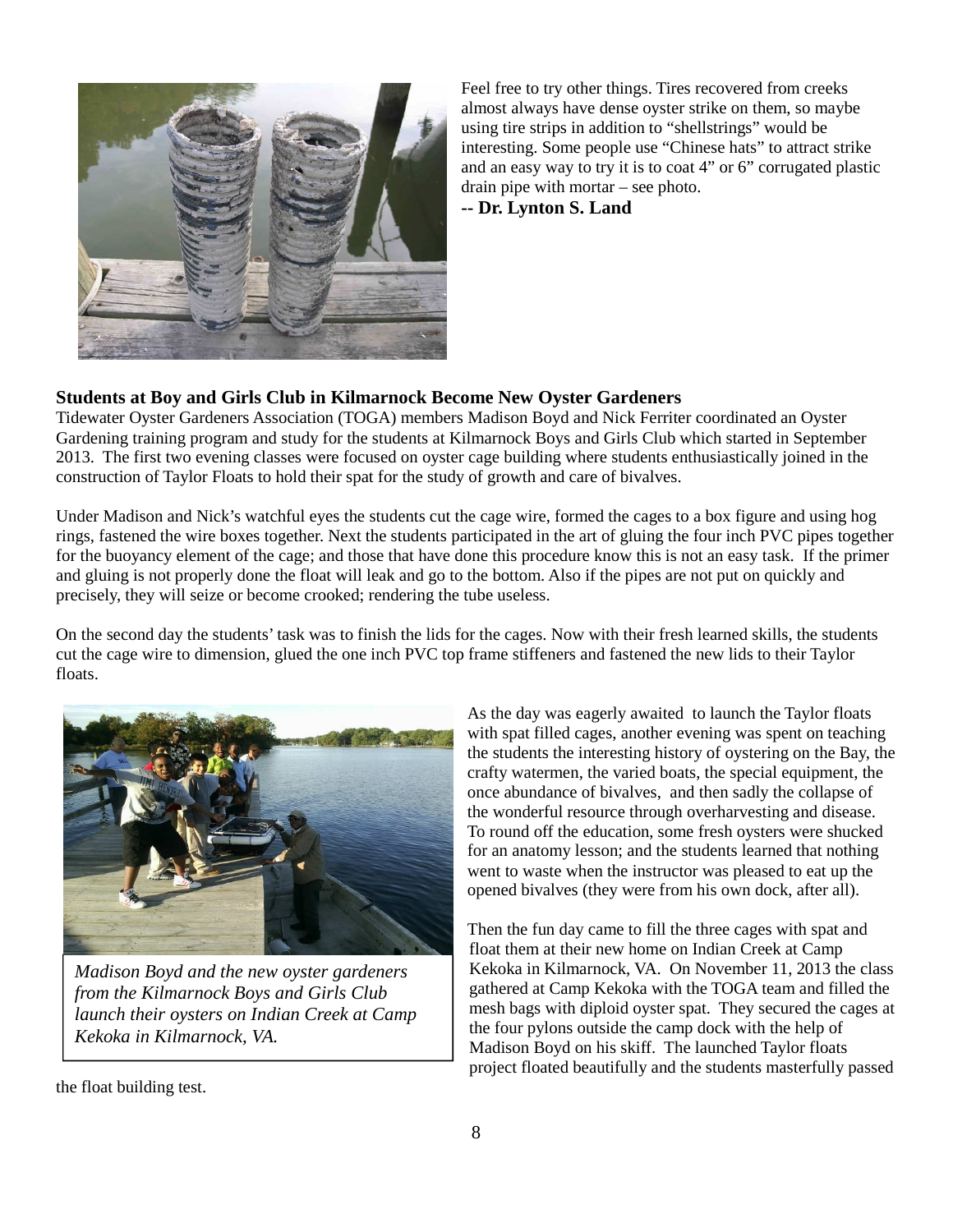Feel free to try other things. Tires recovered from creeks almost always have dense oyster strike on them, so maybe using tire strips in addition to "shellstrings" would be interesting. Some people use "Chinese hats" to attract strike and an easy way to try it is to coat 4" or 6" corrugated plastic drain pipe with mortar – see photo.

-- **Dr. Lynton S. Land**

### Students at Boy and Girls Club in Kilmarnock Become New Oyster Gardeners

Tidewater Oyster Gardeners Association (TOGA) members Madison Boyd and Nick Ferriter coordinated an Oyster Gardening training program and study for the students at Kilmarnock Boys and Girls Club which started in September 2013. The first two evening classes were focused on oyster cage building where students enthusiastically joined in the construction of Taylor Floats to hold their spat for the study of growth and care of bivalves.

Under Madison and Nick's watchful eyes the students cut the cage wire, formed the cages to a box figure and using hog rings, fastened the wire boxes together. Next the students participated in the art of gluing the four inch PVC pipes together for the buoyancy element of the cage; and those that have done this procedure know this is not an easy task. If the primer and gluing is not properly done the float will leak and go to the bottom. Also if the pipes are not put on quickly and precisely, they will seize or become crooked; rendering the tube useless.

On the second day the students' task was to finish the lids for the cages. Now with their fresh learned skills, the students cut the cage wire to dimension, glued the one inch PVC top frame stiffeners and fastened the new lids to their Taylor floats.

*Madison Boyd and the new oyster gardeners from the Kilmarnock Boys and Girls Club launch their oysters on Indian Creek at Camp Kekoka in Kilmarnock, VA.*

As the day was eagerly awaited to launch the Taylor floats with spat filled cages, another evening was spent on teaching the students the interesting history of oystering on the Bay, the crafty watermen, the varied boats, the special equipment, the once abundance of bivalves, and then sadly the collapse of the wonderful resource through overharvesting and disease. To round off the education, some fresh oysters were shucked for an anatomy lesson; and the students learned that nothing went to waste when the instructor was pleased to eat up the opened bivalves (they were from his own dock, after all).

Then the fun day came to fill the three cages with spat and float them at their new home on Indian Creek at Camp Kekoka in Kilmarnock, VA. On November 11, 2013 the class gathered at Camp Kekoka with the TOGA team and filled the mesh bags with diploid oyster spat. They secured the cages at the four pylons outside the camp dock with the help of Madison Boyd on his skiff. The launched Taylor floats project floated beautifully and the students masterfully passed the float building test.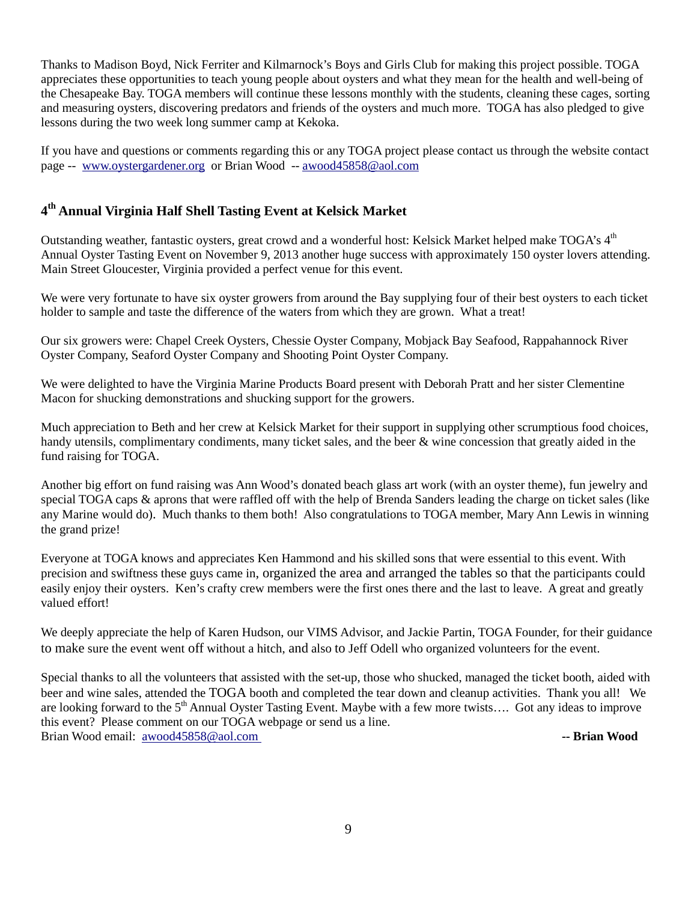Thanks to Madison Boyd, Nick Ferriter and Kilmarnock's Boys and Girls Club for making this project possible. TOGA appreciates these opportunities to teach young people about oysters and what they mean for the health and well-being of the Chesapeake Bay. TOGA members will continue these lessons monthly with the students, cleaning these cages, sorting and measuring oysters, discovering predators and friends of the oysters and much more. TOGA has also pledged to give lessons during the two week long summer camp at Kekoka.

If you have and questions or comments regarding this or any TOGA project please contact us through the website contact page -- [www.oystergardener.org](http://www.oystergardener.org) or Brian Wood -- [awood45858@aol.com](mailto:awood45858@aol.com)

## 4th Annual Virginia Half Shell Tasting Event at Kelsick Market

Outstanding weather, fantastic oysters, great crowd and a wonderful host: Kelsick Market helped make TOGA's 4th Annual Oyster Tasting Event on November 9, 2013 another huge success with approximately 150 oyster lovers attending. Main Street Gloucester, Virginia provided a perfect venue for this event.

We were very fortunate to have six oyster growers from around the Bay supplying four of their best oysters to each ticket holder to sample and taste the difference of the waters from which they are grown. What a treat!

Our six growers were: Chapel Creek Oysters, Chessie Oyster Company, Mobjack Bay Seafood, Rappahannock River Oyster Company, Seaford Oyster Company and Shooting Point Oyster Company.

We were delighted to have the Virginia Marine Products Board present with Deborah Pratt and her sister Clementine Macon for shucking demonstrations and shucking support for the growers.

Much appreciation to Beth and her crew at Kelsick Market for their support in supplying other scrumptious food choices, handy utensils, complimentary condiments, many ticket sales, and the beer & wine concession that greatly aided in the fund raising for TOGA.

Another big effort on fund raising was Ann Wood's donated beach glass art work (with an oyster theme), fun jewelry and special TOGA caps & aprons that were raffled off with the help of Brenda Sanders leading the charge on ticket sales (like any Marine would do). Much thanks to them both! Also congratulations to TOGA member, Mary Ann Lewis in winning the grand prize!

Everyone at TOGA knows and appreciates Ken Hammond and his skilled sons that were essential to this event. With precision and swiftness these guys came in, organized the area and arranged the tables so that the participants could easily enjoy their oysters. Ken's crafty crew members were the first ones there and the last to leave. A great and greatly valued effort!

We deeply appreciate the help of Karen Hudson, our VIMS Advisor, and Jackie Partin, TOGA Founder, for their guidance to make sure the event went off without a hitch, and also to Jeff Odell who organized volunteers for the event.

Special thanks to all the volunteers that assisted with the set-up, those who shucked, managed the ticket booth, aided with beer and wine sales, attended the TOGA booth and completed the tear down and cleanup activities. Thank you all! We are looking forward to the 5th Annual Oyster Tasting Event. Maybe with a few more twists…. Got any ideas to improve this event? Please comment on our TOGA webpage or send us a line.
Brian Wood email: [awood45858@aol.com](mailto:awood45858@aol.com)

**-- Brian Wood**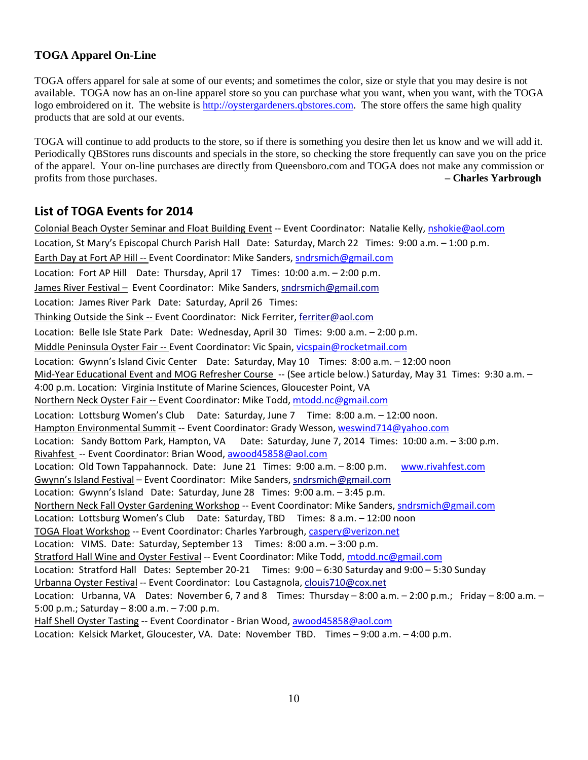## TOGA Apparel On-Line

TOGA offers apparel for sale at some of our events; and sometimes the color, size or style that you may desire is not available. TOGA now has an on-line apparel store so you can purchase what you want, when you want, with the TOGA logo embroidered on it. The website is http://oystergardeners.qbstores.com. The store offers the same high quality products that are sold at our events.

TOGA will continue to add products to the store, so if there is something you desire then let us know and we will add it. Periodically QBStores runs discounts and specials in the store, so checking the store frequently can save you on the price of the apparel. Your on-line purchases are directly from Queensboro.com and TOGA does not make any commission or profits from those purchases.

**– Charles Yarbrough**

## List of TOGA Events for 2014

Colonial Beach Oyster Seminar and Float Building Event -- Event Coordinator: Natalie Kelly, nshokie@aol.com
Location, St Mary's Episcopal Church Parish Hall Date: Saturday, March 22 Times: 9:00 a.m. – 1:00 p.m.

Earth Day at Fort AP Hill -- Event Coordinator: Mike Sanders, sndrsmich@gmail.com
Location: Fort AP Hill Date: Thursday, April 17 Times: 10:00 a.m. – 2:00 p.m.

James River Festival – Event Coordinator: Mike Sanders, sndrsmich@gmail.com
Location: James River Park Date: Saturday, April 26 Times:

Thinking Outside the Sink -- Event Coordinator: Nick Ferriter, ferriter@aol.com
Location: Belle Isle State Park Date: Wednesday, April 30 Times: 9:00 a.m. – 2:00 p.m.

Middle Peninsula Oyster Fair -- Event Coordinator: Vic Spain, vicspain@rocketmail.com
Location: Gwynn's Island Civic Center Date: Saturday, May 10 Times: 8:00 a.m. – 12:00 noon

Mid-Year Educational Event and MOG Refresher Course -- (See article below.) Saturday, May 31 Times: 9:30 a.m. – 4:00 p.m. Location: Virginia Institute of Marine Sciences, Gloucester Point, VA

Northern Neck Oyster Fair -- Event Coordinator: Mike Todd, mtodd.nc@gmail.com
Location: Lottsburg Women's Club Date: Saturday, June 7 Time: 8:00 a.m. – 12:00 noon.

Hampton Environmental Summit -- Event Coordinator: Grady Wesson, weswind714@yahoo.com
Location: Sandy Bottom Park, Hampton, VA Date: Saturday, June 7, 2014 Times: 10:00 a.m. – 3:00 p.m.

Rivahfest -- Event Coordinator: Brian Wood, awood45858@aol.com
Location: Old Town Tappahannock. Date: June 21 Times: 9:00 a.m. – 8:00 p.m. www.rivahfest.com

Gwynn's Island Festival – Event Coordinator: Mike Sanders, sndrsmich@gmail.com
Location: Gwynn's Island Date: Saturday, June 28 Times: 9:00 a.m. – 3:45 p.m.

Northern Neck Fall Oyster Gardening Workshop -- Event Coordinator: Mike Sanders, sndrsmich@gmail.com
Location: Lottsburg Women's Club Date: Saturday, TBD Times: 8 a.m. – 12:00 noon

TOGA Float Workshop -- Event Coordinator: Charles Yarbrough, caspery@verizon.net
Location: VIMS. Date: Saturday, September 13 Times: 8:00 a.m. – 3:00 p.m.

Stratford Hall Wine and Oyster Festival -- Event Coordinator: Mike Todd, mtodd.nc@gmail.com
Location: Stratford Hall Dates: September 20-21 Times: 9:00 – 6:30 Saturday and 9:00 – 5:30 Sunday

Urbanna Oyster Festival -- Event Coordinator: Lou Castagnola, clouis710@cox.net
Location: Urbanna, VA Dates: November 6, 7 and 8 Times: Thursday – 8:00 a.m. – 2:00 p.m.; Friday – 8:00 a.m. – 5:00 p.m.; Saturday – 8:00 a.m. – 7:00 p.m.

Half Shell Oyster Tasting -- Event Coordinator - Brian Wood, awood45858@aol.com
Location: Kelsick Market, Gloucester, VA. Date: November TBD. Times – 9:00 a.m. – 4:00 p.m.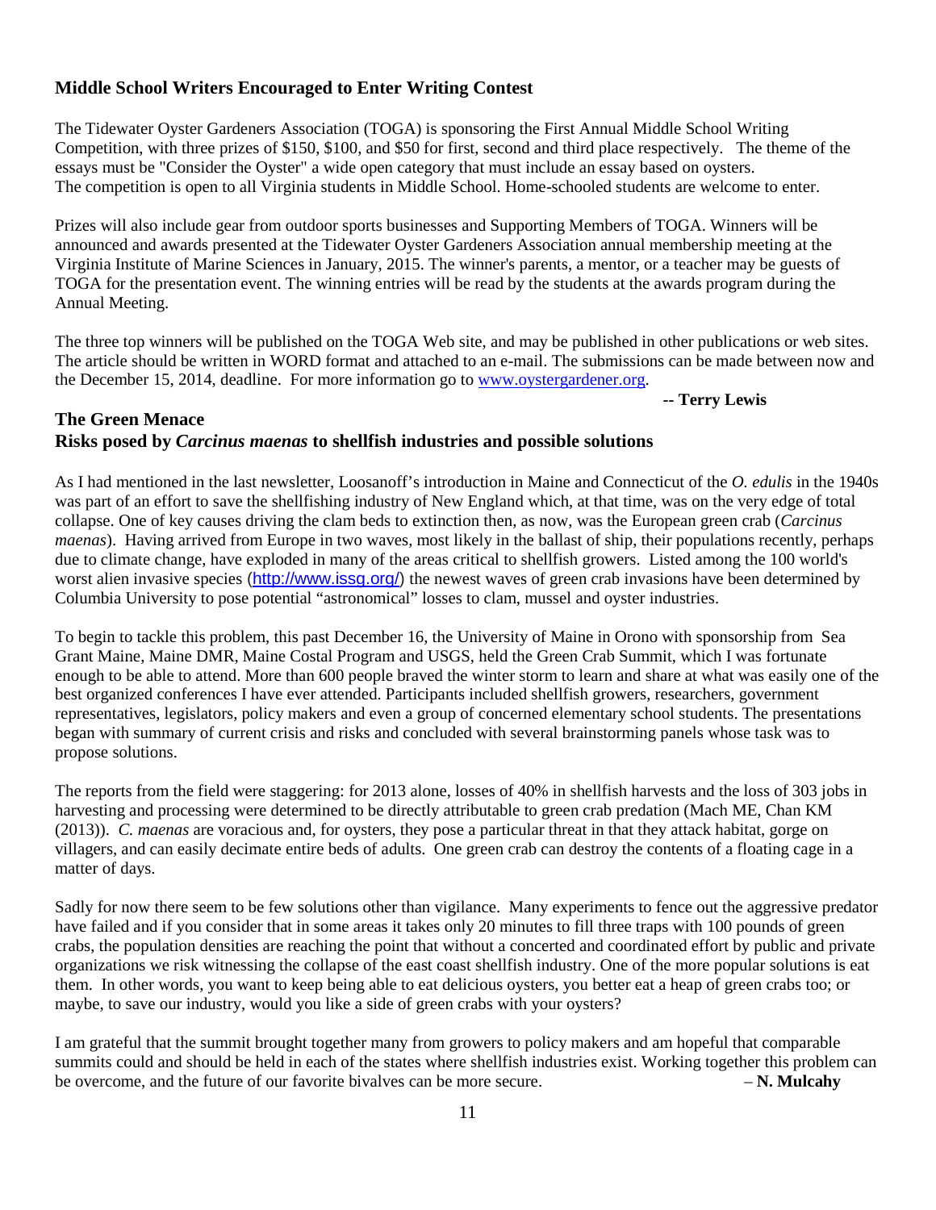## Middle School Writers Encouraged to Enter Writing Contest

The Tidewater Oyster Gardeners Association (TOGA) is sponsoring the First Annual Middle School Writing Competition, with three prizes of $150, $100, and $50 for first, second and third place respectively. The theme of the essays must be "Consider the Oyster" a wide open category that must include an essay based on oysters. The competition is open to all Virginia students in Middle School. Home-schooled students are welcome to enter.

Prizes will also include gear from outdoor sports businesses and Supporting Members of TOGA. Winners will be announced and awards presented at the Tidewater Oyster Gardeners Association annual membership meeting at the Virginia Institute of Marine Sciences in January, 2015. The winner's parents, a mentor, or a teacher may be guests of TOGA for the presentation event. The winning entries will be read by the students at the awards program during the Annual Meeting.

The three top winners will be published on the TOGA Web site, and may be published in other publications or web sites. The article should be written in WORD format and attached to an e-mail. The submissions can be made between now and the December 15, 2014, deadline. For more information go to [www.oystergardener.org](http://www.oystergardener.org).

**-- Terry Lewis**

## The Green Menace
## Risks posed by *Carcinus maenas* to shellfish industries and possible solutions

As I had mentioned in the last newsletter, Loosanoff's introduction in Maine and Connecticut of the *O. edulis* in the 1940s was part of an effort to save the shellfishing industry of New England which, at that time, was on the very edge of total collapse. One of key causes driving the clam beds to extinction then, as now, was the European green crab (*Carcinus maenas*). Having arrived from Europe in two waves, most likely in the ballast of ship, their populations recently, perhaps due to climate change, have exploded in many of the areas critical to shellfish growers. Listed among the 100 world's worst alien invasive species ([http://www.issg.org/](http://www.issg.org/)) the newest waves of green crab invasions have been determined by Columbia University to pose potential "astronomical" losses to clam, mussel and oyster industries.

To begin to tackle this problem, this past December 16, the University of Maine in Orono with sponsorship from Sea Grant Maine, Maine DMR, Maine Costal Program and USGS, held the Green Crab Summit, which I was fortunate enough to be able to attend. More than 600 people braved the winter storm to learn and share at what was easily one of the best organized conferences I have ever attended. Participants included shellfish growers, researchers, government representatives, legislators, policy makers and even a group of concerned elementary school students. The presentations began with summary of current crisis and risks and concluded with several brainstorming panels whose task was to propose solutions.

The reports from the field were staggering: for 2013 alone, losses of 40% in shellfish harvests and the loss of 303 jobs in harvesting and processing were determined to be directly attributable to green crab predation (Mach ME, Chan KM (2013)). *C. maenas* are voracious and, for oysters, they pose a particular threat in that they attack habitat, gorge on villagers, and can easily decimate entire beds of adults. One green crab can destroy the contents of a floating cage in a matter of days.

Sadly for now there seem to be few solutions other than vigilance. Many experiments to fence out the aggressive predator have failed and if you consider that in some areas it takes only 20 minutes to fill three traps with 100 pounds of green crabs, the population densities are reaching the point that without a concerted and coordinated effort by public and private organizations we risk witnessing the collapse of the east coast shellfish industry. One of the more popular solutions is eat them. In other words, you want to keep being able to eat delicious oysters, you better eat a heap of green crabs too; or maybe, to save our industry, would you like a side of green crabs with your oysters?

I am grateful that the summit brought together many from growers to policy makers and am hopeful that comparable summits could and should be held in each of the states where shellfish industries exist. Working together this problem can be overcome, and the future of our favorite bivalves can be more secure. **– N. Mulcahy**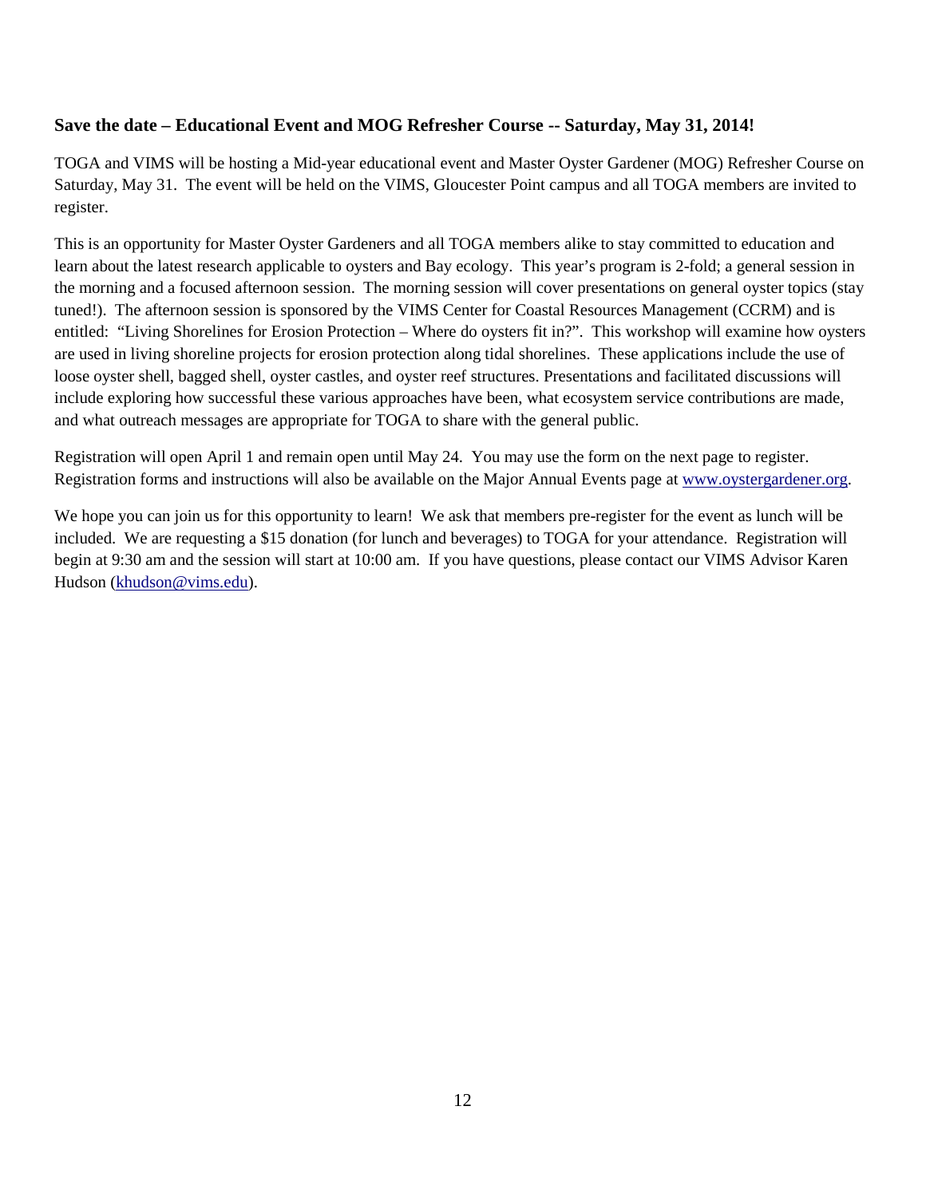**Save the date – Educational Event and MOG Refresher Course -- Saturday, May 31, 2014!**

TOGA and VIMS will be hosting a Mid-year educational event and Master Oyster Gardener (MOG) Refresher Course on Saturday, May 31. The event will be held on the VIMS, Gloucester Point campus and all TOGA members are invited to register.

This is an opportunity for Master Oyster Gardeners and all TOGA members alike to stay committed to education and learn about the latest research applicable to oysters and Bay ecology. This year's program is 2-fold; a general session in the morning and a focused afternoon session. The morning session will cover presentations on general oyster topics (stay tuned!). The afternoon session is sponsored by the VIMS Center for Coastal Resources Management (CCRM) and is entitled: "Living Shorelines for Erosion Protection – Where do oysters fit in?". This workshop will examine how oysters are used in living shoreline projects for erosion protection along tidal shorelines. These applications include the use of loose oyster shell, bagged shell, oyster castles, and oyster reef structures. Presentations and facilitated discussions will include exploring how successful these various approaches have been, what ecosystem service contributions are made, and what outreach messages are appropriate for TOGA to share with the general public.

Registration will open April 1 and remain open until May 24. You may use the form on the next page to register. Registration forms and instructions will also be available on the Major Annual Events page at [www.oystergardener.org](http://www.oystergardener.org).

We hope you can join us for this opportunity to learn! We ask that members pre-register for the event as lunch will be included. We are requesting a $15 donation (for lunch and beverages) to TOGA for your attendance. Registration will begin at 9:30 am and the session will start at 10:00 am. If you have questions, please contact our VIMS Advisor Karen Hudson ([khudson@vims.edu](mailto:khudson@vims.edu)).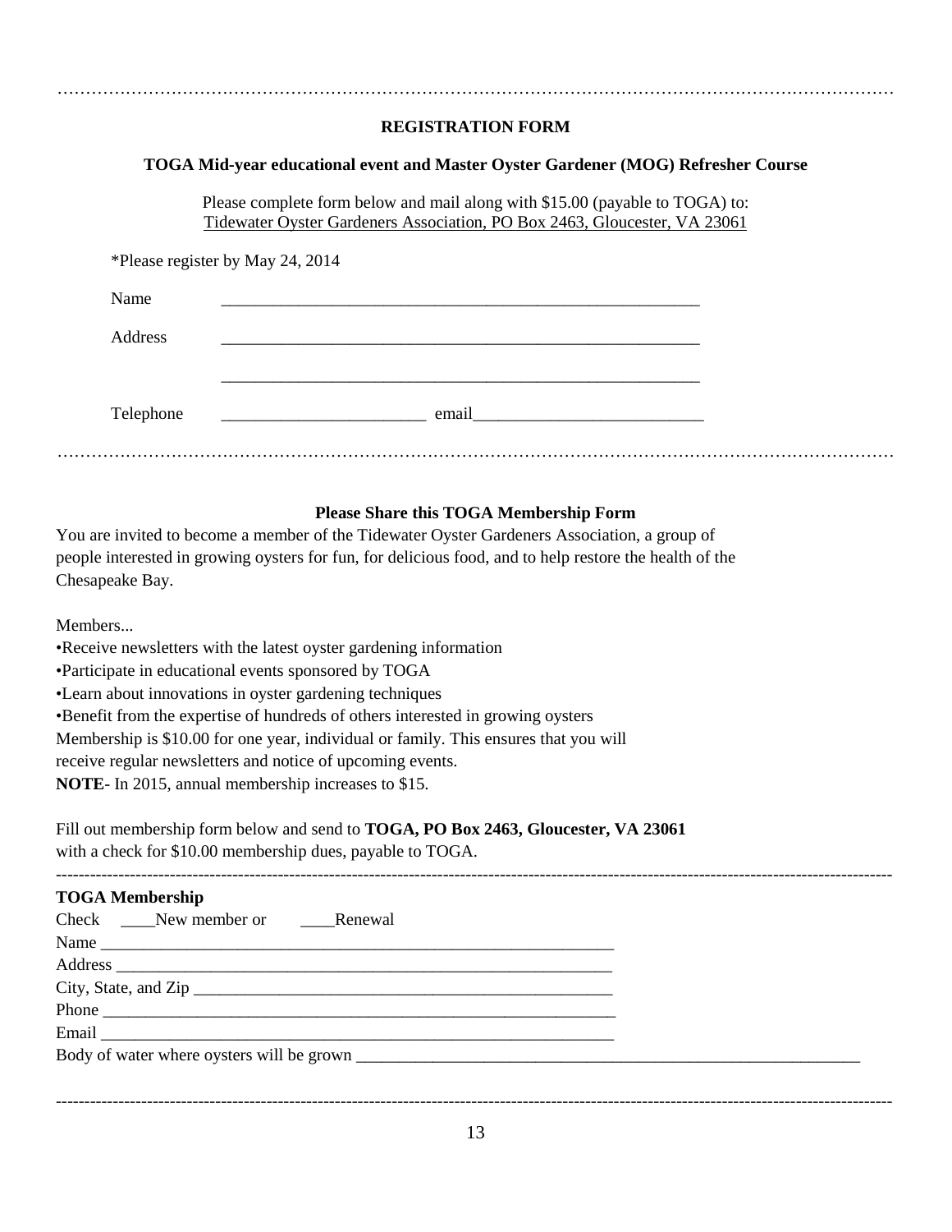**REGISTRATION FORM**

**TOGA Mid-year educational event and Master Oyster Gardener (MOG) Refresher Course**

Please complete form below and mail along with $15.00 (payable to TOGA) to:
Tidewater Oyster Gardeners Association, PO Box 2463, Gloucester, VA 23061

*Please register by May 24, 2014

Name ______________________________________________________

Address ______________________________________________________

______________________________________________________

Telephone ________________________ email__________________________

---

**Please Share this TOGA Membership Form**

You are invited to become a member of the Tidewater Oyster Gardeners Association, a group of people interested in growing oysters for fun, for delicious food, and to help restore the health of the Chesapeake Bay.

Members...

- Receive newsletters with the latest oyster gardening information
- Participate in educational events sponsored by TOGA
- Learn about innovations in oyster gardening techniques
- Benefit from the expertise of hundreds of others interested in growing oysters

Membership is $10.00 for one year, individual or family. This ensures that you will receive regular newsletters and notice of upcoming events.

**NOTE**- In 2015, annual membership increases to $15.

Fill out membership form below and send to **TOGA, PO Box 2463, Gloucester, VA 23061** with a check for $10.00 membership dues, payable to TOGA.

---

**TOGA Membership**

Check ____New member or ____Renewal

Name ______________________________________________________

Address ______________________________________________________

City, State, and Zip ______________________________________________

Phone ______________________________________________________

Email ______________________________________________________

Body of water where oysters will be grown ____________________________________________

---